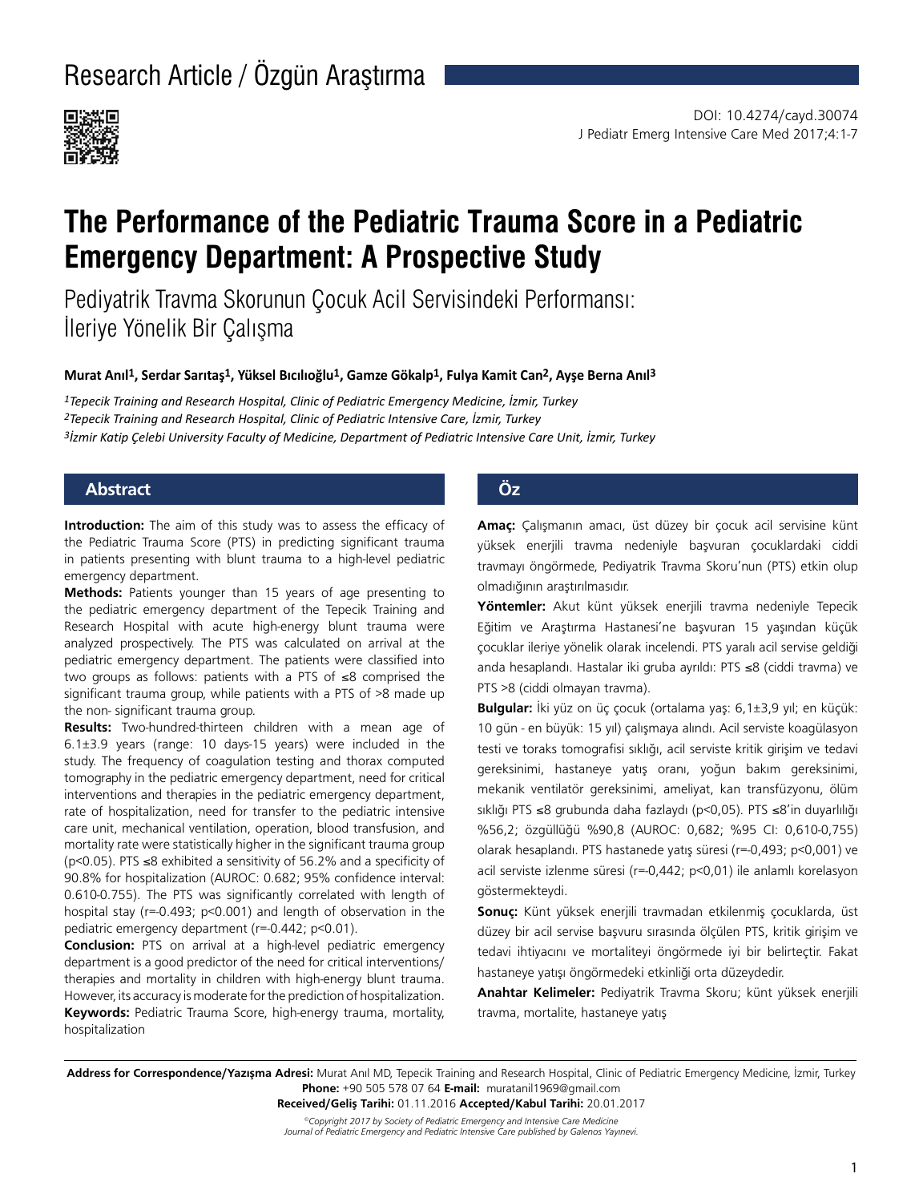Research Article / Özgün Araştırma

DOI: 10.4274/cayd.30074

# The Performance of the Pediatric Trauma Score in a Pediatric Emergency Department: A Prospective Study

## Pediyatrik Travma Skorunun Çocuk Acil Servisindeki Performansı: İleriye Yönelik Bir Çalışma

**Murat Anıl[1], Serdar Sarıtaş[1], Yüksel Bıcılıoğlu[1], Gamze Gökalp[1], Fulya Kamit Can[2], Ayşe Berna Anıl[3]**

*[1]Tepecik Training and Research Hospital, Clinic of Pediatric Emergency Medicine, İzmir, Turkey*
*[2]Tepecik Training and Research Hospital, Clinic of Pediatric Intensive Care, İzmir, Turkey*
*[3]İzmir Katip Çelebi University Faculty of Medicine, Department of Pediatric Intensive Care Unit, İzmir, Turkey*

## Abstract

**Introduction:** The aim of this study was to assess the efficacy of the Pediatric Trauma Score (PTS) in predicting significant trauma in patients presenting with blunt trauma to a high-level pediatric emergency department.

**Methods:** Patients younger than 15 years of age presenting to the pediatric emergency department of the Tepecik Training and Research Hospital with acute high-energy blunt trauma were analyzed prospectively. The PTS was calculated on arrival at the pediatric emergency department. The patients were classified into two groups as follows: patients with a PTS of ≤8 comprised the significant trauma group, while patients with a PTS of >8 made up the non- significant trauma group.

**Results:** Two-hundred-thirteen children with a mean age of 6.1±3.9 years (range: 10 days-15 years) were included in the study. The frequency of coagulation testing and thorax computed tomography in the pediatric emergency department, need for critical interventions and therapies in the pediatric emergency department, rate of hospitalization, need for transfer to the pediatric intensive care unit, mechanical ventilation, operation, blood transfusion, and mortality rate were statistically higher in the significant trauma group ($p<0.05$). PTS ≤8 exhibited a sensitivity of 56.2% and a specificity of 90.8% for hospitalization (AUROC: 0.682; 95% confidence interval: 0.610-0.755). The PTS was significantly correlated with length of hospital stay ($r=-0.493$; $p<0.001$) and length of observation in the pediatric emergency department ($r=-0.442$; $p<0.01$).

**Conclusion:** PTS on arrival at a high-level pediatric emergency department is a good predictor of the need for critical interventions/therapies and mortality in children with high-energy blunt trauma. However, its accuracy is moderate for the prediction of hospitalization.

**Keywords:** Pediatric Trauma Score, high-energy trauma, mortality, hospitalization

## Öz

**Amaç:** Çalışmanın amacı, üst düzey bir çocuk acil servisine künt yüksek enerjili travma nedeniyle başvuran çocuklardaki ciddi travmayı öngörmede, Pediyatrik Travma Skoru'nun (PTS) etkin olup olmadığının araştırılmasıdır.

**Yöntemler:** Akut künt yüksek enerjili travma nedeniyle Tepecik Eğitim ve Araştırma Hastanesi'ne başvuran 15 yaşından küçük çocuklar ileriye yönelik olarak incelendi. PTS yaralı acil servise geldiği anda hesaplandı. Hastalar iki gruba ayrıldı: PTS ≤8 (ciddi travma) ve PTS >8 (ciddi olmayan travma).

**Bulgular:** İki yüz on üç çocuk (ortalama yaş: 6,1±3,9 yıl; en küçük: 10 gün - en büyük: 15 yıl) çalışmaya alındı. Acil serviste koagülasyon testi ve toraks tomografisi sıklığı, acil serviste kritik girişim ve tedavi gereksinimi, hastaneye yatış oranı, yoğun bakım gereksinimi, mekanik ventilatör gereksinimi, ameliyat, kan transfüzyonu, ölüm sıklığı PTS ≤8 grubunda daha fazlaydı (p<0,05). PTS ≤8'in duyarlılığı %56,2; özgüllüğü %90,8 (AUROC: 0,682; %95 CI: 0,610-0,755) olarak hesaplandı. PTS hastanede yatış süresi (r=-0,493; p<0,001) ve acil serviste izlenme süresi (r=-0,442; p<0,01) ile anlamlı korelasyon göstermekteydi.

**Sonuç:** Künt yüksek enerjili travmadan etkilenmiş çocuklarda, üst düzey bir acil servise başvuru sırasında ölçülen PTS, kritik girişim ve tedavi ihtiyacını ve mortaliteyi öngörmede iyi bir belirteçtir. Fakat hastaneye yatışı öngörmedeki etkinliği orta düzeydedir.

**Anahtar Kelimeler:** Pediyatrik Travma Skoru; künt yüksek enerjili travma, mortalite, hastaneye yatış

---

**Address for Correspondence/Yazışma Adresi:** Murat Anıl MD, Tepecik Training and Research Hospital, Clinic of Pediatric Emergency Medicine, İzmir, Turkey
**Phone:** +90 505 578 07 64 **E-mail:** muratanil1969@gmail.com
**Received/Geliş Tarihi:** 01.11.2016 **Accepted/Kabul Tarihi:** 20.01.2017

*©Copyright 2017 by Society of Pediatric Emergency and Intensive Care Medicine*
*Journal of Pediatric Emergency and Pediatric Intensive Care published by Galenos Yayınevi.*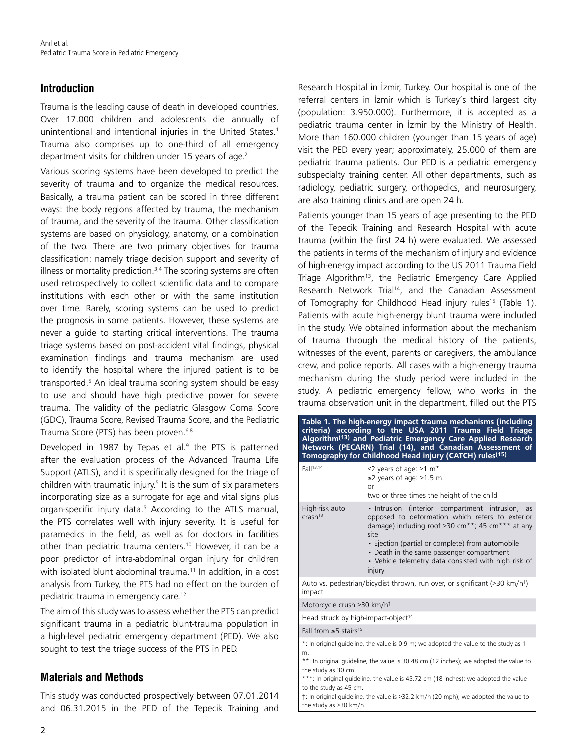## Introduction

Trauma is the leading cause of death in developed countries. Over 17.000 children and adolescents die annually of unintentional and intentional injuries in the United States.[1] Trauma also comprises up to one-third of all emergency department visits for children under 15 years of age.[2]

Various scoring systems have been developed to predict the severity of trauma and to organize the medical resources. Basically, a trauma patient can be scored in three different ways: the body regions affected by trauma, the mechanism of trauma, and the severity of the trauma. Other classification systems are based on physiology, anatomy, or a combination of the two. There are two primary objectives for trauma classification: namely triage decision support and severity of illness or mortality prediction.[3,4] The scoring systems are often used retrospectively to collect scientific data and to compare institutions with each other or with the same institution over time. Rarely, scoring systems can be used to predict the prognosis in some patients. However, these systems are never a guide to starting critical interventions. The trauma triage systems based on post-accident vital findings, physical examination findings and trauma mechanism are used to identify the hospital where the injured patient is to be transported.[5] An ideal trauma scoring system should be easy to use and should have high predictive power for severe trauma. The validity of the pediatric Glasgow Coma Score (GDC), Trauma Score, Revised Trauma Score, and the Pediatric Trauma Score (PTS) has been proven.[6-8]

Developed in 1987 by Tepas et al.[9] the PTS is patterned after the evaluation process of the Advanced Trauma Life Support (ATLS), and it is specifically designed for the triage of children with traumatic injury.[5] It is the sum of six parameters incorporating size as a surrogate for age and vital signs plus organ-specific injury data.[5] According to the ATLS manual, the PTS correlates well with injury severity. It is useful for paramedics in the field, as well as for doctors in facilities other than pediatric trauma centers.[10] However, it can be a poor predictor of intra-abdominal organ injury for children with isolated blunt abdominal trauma.[11] In addition, in a cost analysis from Turkey, the PTS had no effect on the burden of pediatric trauma in emergency care.[12]

The aim of this study was to assess whether the PTS can predict significant trauma in a pediatric blunt-trauma population in a high-level pediatric emergency department (PED). We also sought to test the triage success of the PTS in PED.

## Materials and Methods

This study was conducted prospectively between 07.01.2014 and 06.31.2015 in the PED of the Tepecik Training and Research Hospital in İzmir, Turkey. Our hospital is one of the referral centers in İzmir which is Turkey's third largest city (population: 3.950.000). Furthermore, it is accepted as a pediatric trauma center in İzmir by the Ministry of Health. More than 160.000 children (younger than 15 years of age) visit the PED every year; approximately, 25.000 of them are pediatric trauma patients. Our PED is a pediatric emergency subspecialty training center. All other departments, such as radiology, pediatric surgery, orthopedics, and neurosurgery, are also training clinics and are open 24 h.

Patients younger than 15 years of age presenting to the PED of the Tepecik Training and Research Hospital with acute trauma (within the first 24 h) were evaluated. We assessed the patients in terms of the mechanism of injury and evidence of high-energy impact according to the US 2011 Trauma Field Triage Algorithm[13], the Pediatric Emergency Care Applied Research Network Trial[14], and the Canadian Assessment of Tomography for Childhood Head injury rules[15] (Table 1). Patients with acute high-energy blunt trauma were included in the study. We obtained information about the mechanism of trauma through the medical history of the patients, witnesses of the event, parents or caregivers, the ambulance crew, and police reports. All cases with a high-energy trauma mechanism during the study period were included in the study. A pediatric emergency fellow, who works in the trauma observation unit in the department, filled out the PTS

**Table 1. The high-energy impact trauma mechanisms (including criteria) according to the USA 2011 Trauma Field Triage Algorithm(13) and Pediatric Emergency Care Applied Research Network (PECARN) Trial (14), and Canadian Assessment of Tomography for Childhood Head injury (CATCH) rules(15)**

| | |
|---|---|
| Fall[13,14] | <2 years of age: >1 m*<br>≥2 years of age: >1.5 m<br>or<br>two or three times the height of the child |
| High-risk auto crash[13] | • Intrusion (interior compartment intrusion, as opposed to deformation which refers to exterior damage) including roof >30 cm**; 45 cm*** at any site<br>• Ejection (partial or complete) from automobile<br>• Death in the same passenger compartment<br>• Vehicle telemetry data consisted with high risk of injury |
| Auto vs. pedestrian/bicyclist thrown, run over, or significant (>30 km/h†) impact | |
| Motorcycle crush >30 km/h† | |
| Head struck by high-impact-object[14] | |
| Fall from ≥5 stairs[15] | |

*: In original guideline, the value is 0.9 m; we adopted the value to the study as 1 m.
**: In original guideline, the value is 30.48 cm (12 inches); we adopted the value to the study as 30 cm.
***: In original guideline, the value is 45.72 cm (18 inches); we adopted the value to the study as 45 cm.
†: In original guideline, the value is >32.2 km/h (20 mph); we adopted the value to the study as >30 km/h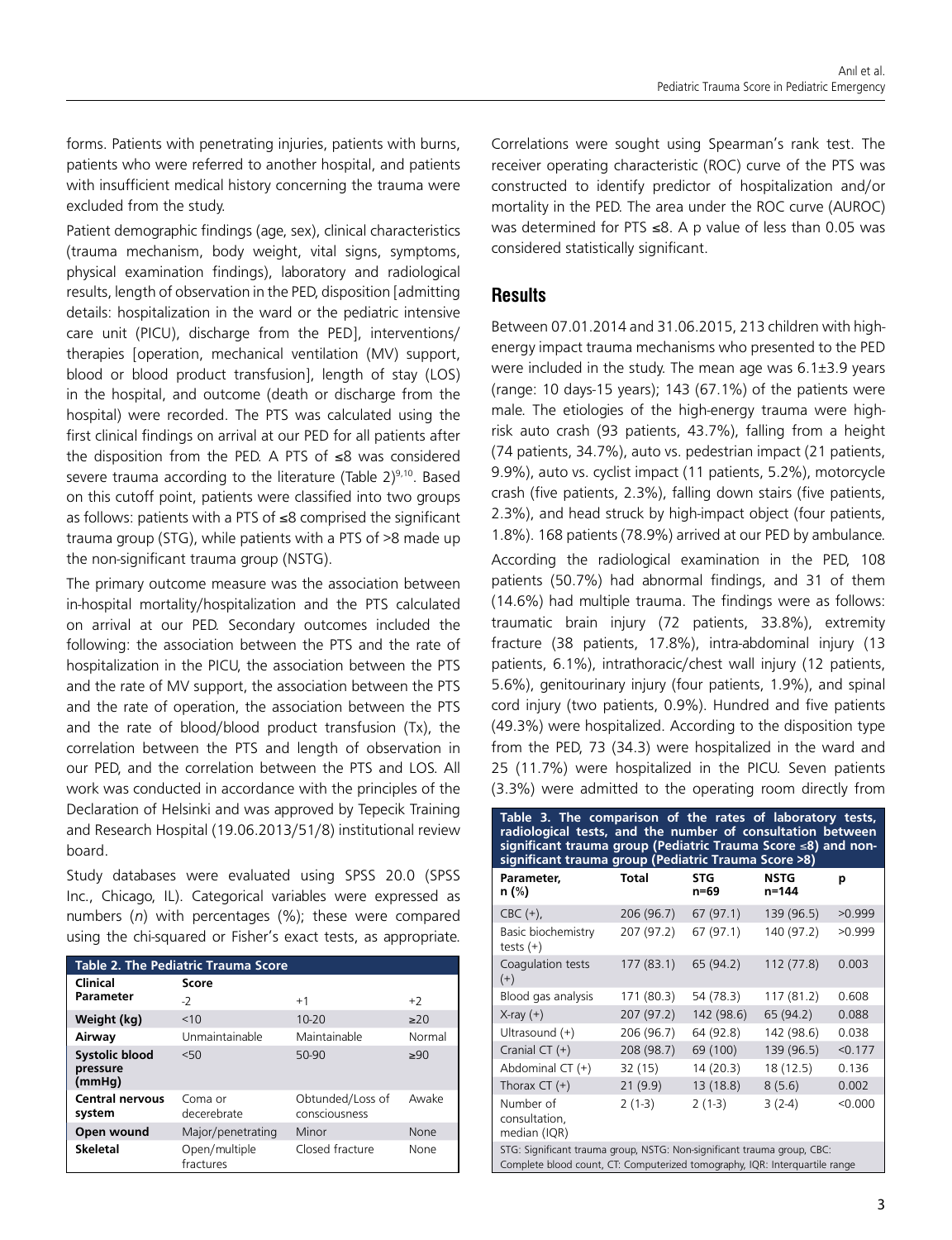forms. Patients with penetrating injuries, patients with burns, patients who were referred to another hospital, and patients with insufficient medical history concerning the trauma were excluded from the study.

Patient demographic findings (age, sex), clinical characteristics (trauma mechanism, body weight, vital signs, symptoms, physical examination findings), laboratory and radiological results, length of observation in the PED, disposition [admitting details: hospitalization in the ward or the pediatric intensive care unit (PICU), discharge from the PED], interventions/therapies [operation, mechanical ventilation (MV) support, blood or blood product transfusion], length of stay (LOS) in the hospital, and outcome (death or discharge from the hospital) were recorded. The PTS was calculated using the first clinical findings on arrival at our PED for all patients after the disposition from the PED. A PTS of ≤8 was considered severe trauma according to the literature (Table 2)[9,10]. Based on this cutoff point, patients were classified into two groups as follows: patients with a PTS of ≤8 comprised the significant trauma group (STG), while patients with a PTS of >8 made up the non-significant trauma group (NSTG).

The primary outcome measure was the association between in-hospital mortality/hospitalization and the PTS calculated on arrival at our PED. Secondary outcomes included the following: the association between the PTS and the rate of hospitalization in the PICU, the association between the PTS and the rate of MV support, the association between the PTS and the rate of operation, the association between the PTS and the rate of blood/blood product transfusion (Tx), the correlation between the PTS and length of observation in our PED, and the correlation between the PTS and LOS. All work was conducted in accordance with the principles of the Declaration of Helsinki and was approved by Tepecik Training and Research Hospital (19.06.2013/51/8) institutional review board.

Study databases were evaluated using SPSS 20.0 (SPSS Inc., Chicago, IL). Categorical variables were expressed as numbers (*n*) with percentages (%); these were compared using the chi-squared or Fisher's exact tests, as appropriate.

**Table 2. The Pediatric Trauma Score**

| Clinical Parameter | Score | | |
|---|---|---|---|
| | -2 | +1 | +2 |
| **Weight (kg)** | <10 | 10-20 | ≥20 |
| **Airway** | Unmaintainable | Maintainable | Normal |
| **Systolic blood pressure (mmHg)** | <50 | 50-90 | ≥90 |
| **Central nervous system** | Coma or decerebrate | Obtunded/Loss of consciousness | Awake |
| **Open wound** | Major/penetrating | Minor | None |
| **Skeletal** | Open/multiple fractures | Closed fracture | None |

Correlations were sought using Spearman's rank test. The receiver operating characteristic (ROC) curve of the PTS was constructed to identify predictor of hospitalization and/or mortality in the PED. The area under the ROC curve (AUROC) was determined for PTS ≤8. A p value of less than 0.05 was considered statistically significant.

## Results

Between 07.01.2014 and 31.06.2015, 213 children with high-energy impact trauma mechanisms who presented to the PED were included in the study. The mean age was 6.1±3.9 years (range: 10 days-15 years); 143 (67.1%) of the patients were male. The etiologies of the high-energy trauma were high-risk auto crash (93 patients, 43.7%), falling from a height (74 patients, 34.7%), auto vs. pedestrian impact (21 patients, 9.9%), auto vs. cyclist impact (11 patients, 5.2%), motorcycle crash (five patients, 2.3%), falling down stairs (five patients, 2.3%), and head struck by high-impact object (four patients, 1.8%). 168 patients (78.9%) arrived at our PED by ambulance.

According the radiological examination in the PED, 108 patients (50.7%) had abnormal findings, and 31 of them (14.6%) had multiple trauma. The findings were as follows: traumatic brain injury (72 patients, 33.8%), extremity fracture (38 patients, 17.8%), intra-abdominal injury (13 patients, 6.1%), intrathoracic/chest wall injury (12 patients, 5.6%), genitourinary injury (four patients, 1.9%), and spinal cord injury (two patients, 0.9%). Hundred and five patients (49.3%) were hospitalized. According to the disposition type from the PED, 73 (34.3) were hospitalized in the ward and 25 (11.7%) were hospitalized in the PICU. Seven patients (3.3%) were admitted to the operating room directly from

**Table 3. The comparison of the rates of laboratory tests, radiological tests, and the number of consultation between significant trauma group (Pediatric Trauma Score ≤8) and non-significant trauma group (Pediatric Trauma Score >8)**

| Parameter, n (%) | Total | STG n=69 | NSTG n=144 | p |
|---|---|---|---|---|
| CBC (+), | 206 (96.7) | 67 (97.1) | 139 (96.5) | >0.999 |
| Basic biochemistry tests (+) | 207 (97.2) | 67 (97.1) | 140 (97.2) | >0.999 |
| Coagulation tests (+) | 177 (83.1) | 65 (94.2) | 112 (77.8) | 0.003 |
| Blood gas analysis | 171 (80.3) | 54 (78.3) | 117 (81.2) | 0.608 |
| X-ray (+) | 207 (97.2) | 142 (98.6) | 65 (94.2) | 0.088 |
| Ultrasound (+) | 206 (96.7) | 64 (92.8) | 142 (98.6) | 0.038 |
| Cranial CT (+) | 208 (98.7) | 69 (100) | 139 (96.5) | <0.177 |
| Abdominal CT (+) | 32 (15) | 14 (20.3) | 18 (12.5) | 0.136 |
| Thorax CT (+) | 21 (9.9) | 13 (18.8) | 8 (5.6) | 0.002 |
| Number of consultation, median (IQR) | 2 (1-3) | 2 (1-3) | 3 (2-4) | <0.000 |

STG: Significant trauma group, NSTG: Non-significant trauma group, CBC: Complete blood count, CT: Computerized tomography, IQR: Interquartile range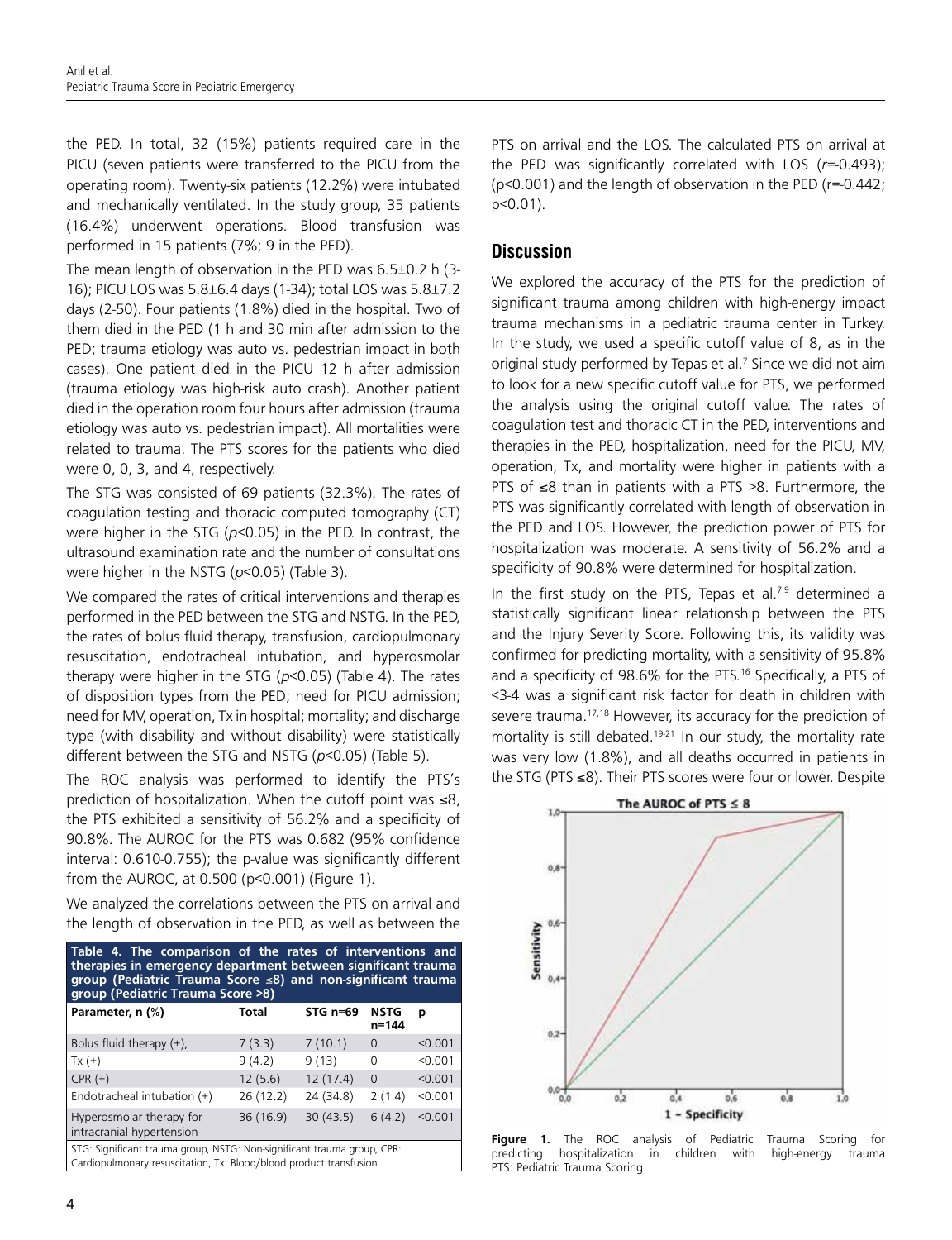the PED. In total, 32 (15%) patients required care in the PICU (seven patients were transferred to the PICU from the operating room). Twenty-six patients (12.2%) were intubated and mechanically ventilated. In the study group, 35 patients (16.4%) underwent operations. Blood transfusion was performed in 15 patients (7%; 9 in the PED).

The mean length of observation in the PED was 6.5±0.2 h (3-16); PICU LOS was 5.8±6.4 days (1-34); total LOS was 5.8±7.2 days (2-50). Four patients (1.8%) died in the hospital. Two of them died in the PED (1 h and 30 min after admission to the PED; trauma etiology was auto vs. pedestrian impact in both cases). One patient died in the PICU 12 h after admission (trauma etiology was high-risk auto crash). Another patient died in the operation room four hours after admission (trauma etiology was auto vs. pedestrian impact). All mortalities were related to trauma. The PTS scores for the patients who died were 0, 0, 3, and 4, respectively.

The STG was consisted of 69 patients (32.3%). The rates of coagulation testing and thoracic computed tomography (CT) were higher in the STG ($p<0.05$) in the PED. In contrast, the ultrasound examination rate and the number of consultations were higher in the NSTG ($p<0.05$) (Table 3).

We compared the rates of critical interventions and therapies performed in the PED between the STG and NSTG. In the PED, the rates of bolus fluid therapy, transfusion, cardiopulmonary resuscitation, endotracheal intubation, and hyperosmolar therapy were higher in the STG ($p<0.05$) (Table 4). The rates of disposition types from the PED; need for PICU admission; need for MV, operation, Tx in hospital; mortality; and discharge type (with disability and without disability) were statistically different between the STG and NSTG ($p<0.05$) (Table 5).

The ROC analysis was performed to identify the PTS's prediction of hospitalization. When the cutoff point was ≤8, the PTS exhibited a sensitivity of 56.2% and a specificity of 90.8%. The AUROC for the PTS was 0.682 (95% confidence interval: 0.610-0.755); the p-value was significantly different from the AUROC, at 0.500 ($p<0.001$) (Figure 1).

We analyzed the correlations between the PTS on arrival and the length of observation in the PED, as well as between the PTS on arrival and the LOS. The calculated PTS on arrival at the PED was significantly correlated with LOS ($r=-0.493$); ($p<0.001$) and the length of observation in the PED ($r=-0.442$; $p<0.01$).

**Table 4. The comparison of the rates of interventions and therapies in emergency department between significant trauma group (Pediatric Trauma Score ≤8) and non-significant trauma group (Pediatric Trauma Score >8)**

| Parameter, n (%) | Total | STG n=69 | NSTG n=144 | p |
|---|---|---|---|---|
| Bolus fluid therapy (+), | 7 (3.3) | 7 (10.1) | 0 | <0.001 |
| Tx (+) | 9 (4.2) | 9 (13) | 0 | <0.001 |
| CPR (+) | 12 (5.6) | 12 (17.4) | 0 | <0.001 |
| Endotracheal intubation (+) | 26 (12.2) | 24 (34.8) | 2 (1.4) | <0.001 |
| Hyperosmolar therapy for intracranial hypertension | 36 (16.9) | 30 (43.5) | 6 (4.2) | <0.001 |

STG: Significant trauma group, NSTG: Non-significant trauma group, CPR: Cardiopulmonary resuscitation, Tx: Blood/blood product transfusion

## Discussion

We explored the accuracy of the PTS for the prediction of significant trauma among children with high-energy impact trauma mechanisms in a pediatric trauma center in Turkey. In the study, we used a specific cutoff value of 8, as in the original study performed by Tepas et al.[7] Since we did not aim to look for a new specific cutoff value for PTS, we performed the analysis using the original cutoff value. The rates of coagulation test and thoracic CT in the PED, interventions and therapies in the PED, hospitalization, need for the PICU, MV, operation, Tx, and mortality were higher in patients with a PTS of ≤8 than in patients with a PTS >8. Furthermore, the PTS was significantly correlated with length of observation in the PED and LOS. However, the prediction power of PTS for hospitalization was moderate. A sensitivity of 56.2% and a specificity of 90.8% were determined for hospitalization.

In the first study on the PTS, Tepas et al.[7,9] determined a statistically significant linear relationship between the PTS and the Injury Severity Score. Following this, its validity was confirmed for predicting mortality, with a sensitivity of 95.8% and a specificity of 98.6% for the PTS.[16] Specifically, a PTS of <3-4 was a significant risk factor for death in children with severe trauma.[17,18] However, its accuracy for the prediction of mortality is still debated.[19-21] In our study, the mortality rate was very low (1.8%), and all deaths occurred in patients in the STG (PTS ≤8). Their PTS scores were four or lower. Despite

**Figure 1.** The ROC analysis of Pediatric Trauma Scoring for predicting hospitalization in children with high-energy trauma
PTS: Pediatric Trauma Scoring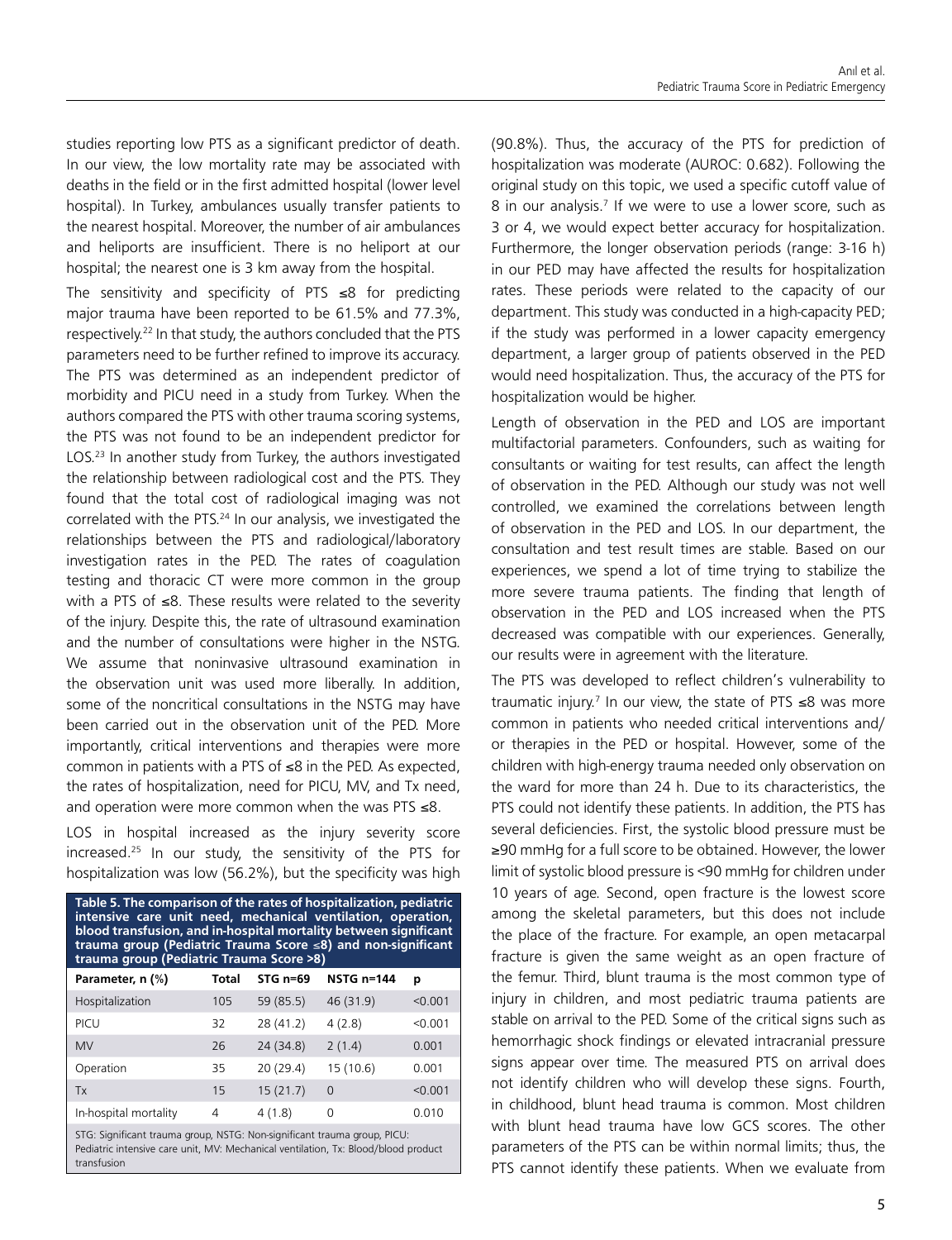studies reporting low PTS as a significant predictor of death. In our view, the low mortality rate may be associated with deaths in the field or in the first admitted hospital (lower level hospital). In Turkey, ambulances usually transfer patients to the nearest hospital. Moreover, the number of air ambulances and heliports are insufficient. There is no heliport at our hospital; the nearest one is 3 km away from the hospital.

The sensitivity and specificity of PTS ≤8 for predicting major trauma have been reported to be 61.5% and 77.3%, respectively.[22] In that study, the authors concluded that the PTS parameters need to be further refined to improve its accuracy. The PTS was determined as an independent predictor of morbidity and PICU need in a study from Turkey. When the authors compared the PTS with other trauma scoring systems, the PTS was not found to be an independent predictor for LOS.[23] In another study from Turkey, the authors investigated the relationship between radiological cost and the PTS. They found that the total cost of radiological imaging was not correlated with the PTS.[24] In our analysis, we investigated the relationships between the PTS and radiological/laboratory investigation rates in the PED. The rates of coagulation testing and thoracic CT were more common in the group with a PTS of ≤8. These results were related to the severity of the injury. Despite this, the rate of ultrasound examination and the number of consultations were higher in the NSTG. We assume that noninvasive ultrasound examination in the observation unit was used more liberally. In addition, some of the noncritical consultations in the NSTG may have been carried out in the observation unit of the PED. More importantly, critical interventions and therapies were more common in patients with a PTS of ≤8 in the PED. As expected, the rates of hospitalization, need for PICU, MV, and Tx need, and operation were more common when the was PTS ≤8.

LOS in hospital increased as the injury severity score increased.[25] In our study, the sensitivity of the PTS for hospitalization was low (56.2%), but the specificity was high (90.8%). Thus, the accuracy of the PTS for prediction of hospitalization was moderate (AUROC: 0.682). Following the original study on this topic, we used a specific cutoff value of 8 in our analysis.[7] If we were to use a lower score, such as 3 or 4, we would expect better accuracy for hospitalization. Furthermore, the longer observation periods (range: 3-16 h) in our PED may have affected the results for hospitalization rates. These periods were related to the capacity of our department. This study was conducted in a high-capacity PED; if the study was performed in a lower capacity emergency department, a larger group of patients observed in the PED would need hospitalization. Thus, the accuracy of the PTS for hospitalization would be higher.

**Table 5. The comparison of the rates of hospitalization, pediatric intensive care unit need, mechanical ventilation, operation, blood transfusion, and in-hospital mortality between significant trauma group (Pediatric Trauma Score ≤8) and non-significant trauma group (Pediatric Trauma Score >8)**

| Parameter, n (%) | Total | STG n=69 | NSTG n=144 | p |
|---|---|---|---|---|
| Hospitalization | 105 | 59 (85.5) | 46 (31.9) | <0.001 |
| PICU | 32 | 28 (41.2) | 4 (2.8) | <0.001 |
| MV | 26 | 24 (34.8) | 2 (1.4) | 0.001 |
| Operation | 35 | 20 (29.4) | 15 (10.6) | 0.001 |
| Tx | 15 | 15 (21.7) | 0 | <0.001 |
| In-hospital mortality | 4 | 4 (1.8) | 0 | 0.010 |

STG: Significant trauma group, NSTG: Non-significant trauma group, PICU: Pediatric intensive care unit, MV: Mechanical ventilation, Tx: Blood/blood product transfusion

Length of observation in the PED and LOS are important multifactorial parameters. Confounders, such as waiting for consultants or waiting for test results, can affect the length of observation in the PED. Although our study was not well controlled, we examined the correlations between length of observation in the PED and LOS. In our department, the consultation and test result times are stable. Based on our experiences, we spend a lot of time trying to stabilize the more severe trauma patients. The finding that length of observation in the PED and LOS increased when the PTS decreased was compatible with our experiences. Generally, our results were in agreement with the literature.

The PTS was developed to reflect children's vulnerability to traumatic injury.[7] In our view, the state of PTS ≤8 was more common in patients who needed critical interventions and/or therapies in the PED or hospital. However, some of the children with high-energy trauma needed only observation on the ward for more than 24 h. Due to its characteristics, the PTS could not identify these patients. In addition, the PTS has several deficiencies. First, the systolic blood pressure must be ≥90 mmHg for a full score to be obtained. However, the lower limit of systolic blood pressure is <90 mmHg for children under 10 years of age. Second, open fracture is the lowest score among the skeletal parameters, but this does not include the place of the fracture. For example, an open metacarpal fracture is given the same weight as an open fracture of the femur. Third, blunt trauma is the most common type of injury in children, and most pediatric trauma patients are stable on arrival to the PED. Some of the critical signs such as hemorrhagic shock findings or elevated intracranial pressure signs appear over time. The measured PTS on arrival does not identify children who will develop these signs. Fourth, in childhood, blunt head trauma is common. Most children with blunt head trauma have low GCS scores. The other parameters of the PTS can be within normal limits; thus, the PTS cannot identify these patients. When we evaluate from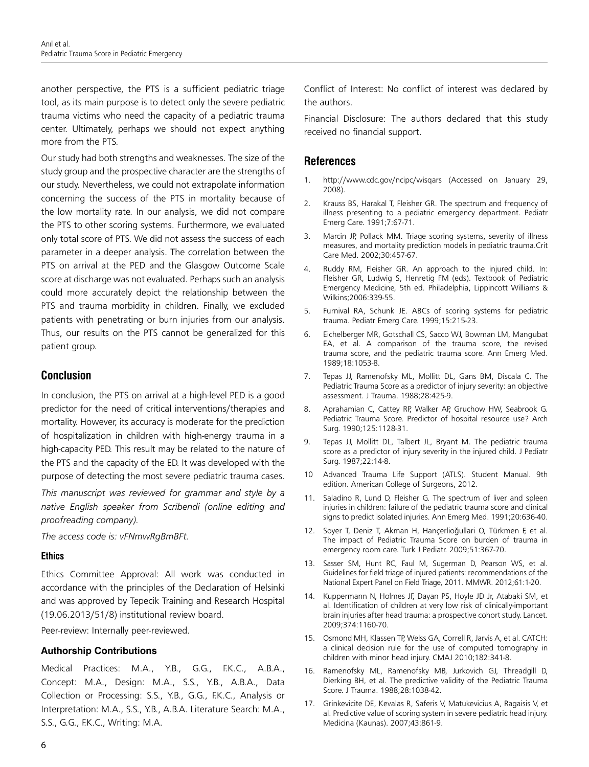another perspective, the PTS is a sufficient pediatric triage tool, as its main purpose is to detect only the severe pediatric trauma victims who need the capacity of a pediatric trauma center. Ultimately, perhaps we should not expect anything more from the PTS.

Our study had both strengths and weaknesses. The size of the study group and the prospective character are the strengths of our study. Nevertheless, we could not extrapolate information concerning the success of the PTS in mortality because of the low mortality rate. In our analysis, we did not compare the PTS to other scoring systems. Furthermore, we evaluated only total score of PTS. We did not assess the success of each parameter in a deeper analysis. The correlation between the PTS on arrival at the PED and the Glasgow Outcome Scale score at discharge was not evaluated. Perhaps such an analysis could more accurately depict the relationship between the PTS and trauma morbidity in children. Finally, we excluded patients with penetrating or burn injuries from our analysis. Thus, our results on the PTS cannot be generalized for this patient group.

## Conclusion

In conclusion, the PTS on arrival at a high-level PED is a good predictor for the need of critical interventions/therapies and mortality. However, its accuracy is moderate for the prediction of hospitalization in children with high-energy trauma in a high-capacity PED. This result may be related to the nature of the PTS and the capacity of the ED. It was developed with the purpose of detecting the most severe pediatric trauma cases.

*This manuscript was reviewed for grammar and style by a native English speaker from Scribendi (online editing and proofreading company).*

*The access code is: vFNmwRgBmBFt.*

### Ethics

Ethics Committee Approval: All work was conducted in accordance with the principles of the Declaration of Helsinki and was approved by Tepecik Training and Research Hospital (19.06.2013/51/8) institutional review board.

Peer-review: Internally peer-reviewed.

### Authorship Contributions

Medical Practices: M.A., Y.B., G.G., F.K.C., A.B.A., Concept: M.A., Design: M.A., S.S., Y.B., A.B.A., Data Collection or Processing: S.S., Y.B., G.G., F.K.C., Analysis or Interpretation: M.A., S.S., Y.B., A.B.A. Literature Search: M.A., S.S., G.G., F.K.C., Writing: M.A.

Conflict of Interest: No conflict of interest was declared by the authors.

Financial Disclosure: The authors declared that this study received no financial support.

## References

1. http://www.cdc.gov/ncipc/wisqars (Accessed on January 29, 2008).
2. Krauss BS, Harakal T, Fleisher GR. The spectrum and frequency of illness presenting to a pediatric emergency department. Pediatr Emerg Care. 1991;7:67-71.
3. Marcin JP, Pollack MM. Triage scoring systems, severity of illness measures, and mortality prediction models in pediatric trauma.Crit Care Med. 2002;30:457-67.
4. Ruddy RM, Fleisher GR. An approach to the injured child. In: Fleisher GR, Ludwig S, Henretig FM (eds). Textbook of Pediatric Emergency Medicine, 5th ed. Philadelphia, Lippincott Williams & Wilkins;2006:339-55.
5. Furnival RA, Schunk JE. ABCs of scoring systems for pediatric trauma. Pediatr Emerg Care. 1999;15:215-23.
6. Eichelberger MR, Gotschall CS, Sacco WJ, Bowman LM, Mangubat EA, et al. A comparison of the trauma score, the revised trauma score, and the pediatric trauma score. Ann Emerg Med. 1989;18:1053-8.
7. Tepas JJ, Ramenofsky ML, Mollitt DL, Gans BM, Discala C. The Pediatric Trauma Score as a predictor of injury severity: an objective assessment. J Trauma. 1988;28:425-9.
8. Aprahamian C, Cattey RP, Walker AP, Gruchow HW, Seabrook G. Pediatric Trauma Score. Predictor of hospital resource use? Arch Surg. 1990;125:1128-31.
9. Tepas JJ, Mollitt DL, Talbert JL, Bryant M. The pediatric trauma score as a predictor of injury severity in the injured child. J Pediatr Surg. 1987;22:14-8.
10. Advanced Trauma Life Support (ATLS). Student Manual. 9th edition. American College of Surgeons, 2012.
11. Saladino R, Lund D, Fleisher G. The spectrum of liver and spleen injuries in children: failure of the pediatric trauma score and clinical signs to predict isolated injuries. Ann Emerg Med. 1991;20:636-40.
12. Soyer T, Deniz T, Akman H, Hançerlioğullari O, Türkmen F, et al. The impact of Pediatric Trauma Score on burden of trauma in emergency room care. Turk J Pediatr. 2009;51:367-70.
13. Sasser SM, Hunt RC, Faul M, Sugerman D, Pearson WS, et al. Guidelines for field triage of injured patients: recommendations of the National Expert Panel on Field Triage, 2011. MMWR. 2012;61:1-20.
14. Kuppermann N, Holmes JF, Dayan PS, Hoyle JD Jr, Atabaki SM, et al. Identification of children at very low risk of clinically-important brain injuries after head trauma: a prospective cohort study. Lancet. 2009;374:1160-70.
15. Osmond MH, Klassen TP, Welss GA, Correll R, Jarvis A, et al. CATCH: a clinical decision rule for the use of computed tomography in children with minor head injury. CMAJ 2010;182:341-8.
16. Ramenofsky ML, Ramenofsky MB, Jurkovich GJ, Threadgill D, Dierking BH, et al. The predictive validity of the Pediatric Trauma Score. J Trauma. 1988;28:1038-42.
17. Grinkevicite DE, Kevalas R, Saferis V, Matukevicius A, Ragaisis V, et al. Predictive value of scoring system in severe pediatric head injury. Medicina (Kaunas). 2007;43:861-9.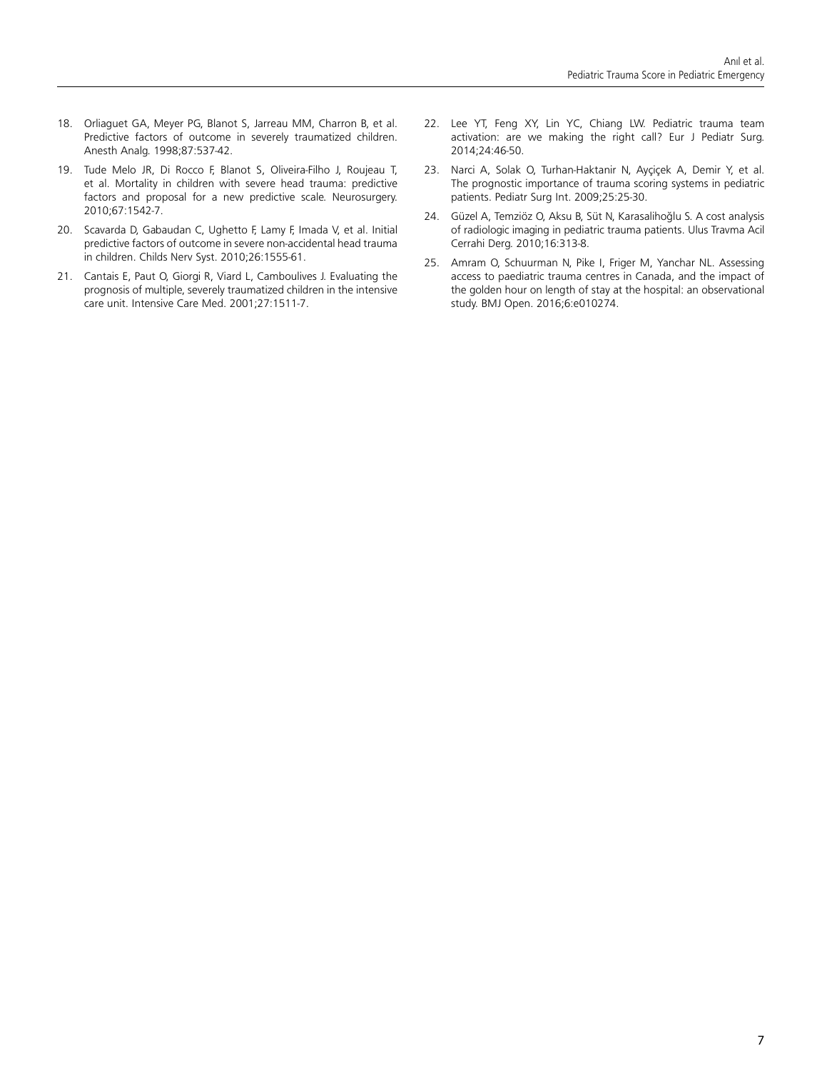18. Orliaguet GA, Meyer PG, Blanot S, Jarreau MM, Charron B, et al. Predictive factors of outcome in severely traumatized children. Anesth Analg. 1998;87:537-42.
19. Tude Melo JR, Di Rocco F, Blanot S, Oliveira-Filho J, Roujeau T, et al. Mortality in children with severe head trauma: predictive factors and proposal for a new predictive scale. Neurosurgery. 2010;67:1542-7.
20. Scavarda D, Gabaudan C, Ughetto F, Lamy F, Imada V, et al. Initial predictive factors of outcome in severe non-accidental head trauma in children. Childs Nerv Syst. 2010;26:1555-61.
21. Cantais E, Paut O, Giorgi R, Viard L, Camboulives J. Evaluating the prognosis of multiple, severely traumatized children in the intensive care unit. Intensive Care Med. 2001;27:1511-7.
22. Lee YT, Feng XY, Lin YC, Chiang LW. Pediatric trauma team activation: are we making the right call? Eur J Pediatr Surg. 2014;24:46-50.
23. Narci A, Solak O, Turhan-Haktanir N, Ayçiçek A, Demir Y, et al. The prognostic importance of trauma scoring systems in pediatric patients. Pediatr Surg Int. 2009;25:25-30.
24. Güzel A, Temziöz O, Aksu B, Süt N, Karasalihoğlu S. A cost analysis of radiologic imaging in pediatric trauma patients. Ulus Travma Acil Cerrahi Derg. 2010;16:313-8.
25. Amram O, Schuurman N, Pike I, Friger M, Yanchar NL. Assessing access to paediatric trauma centres in Canada, and the impact of the golden hour on length of stay at the hospital: an observational study. BMJ Open. 2016;6:e010274.